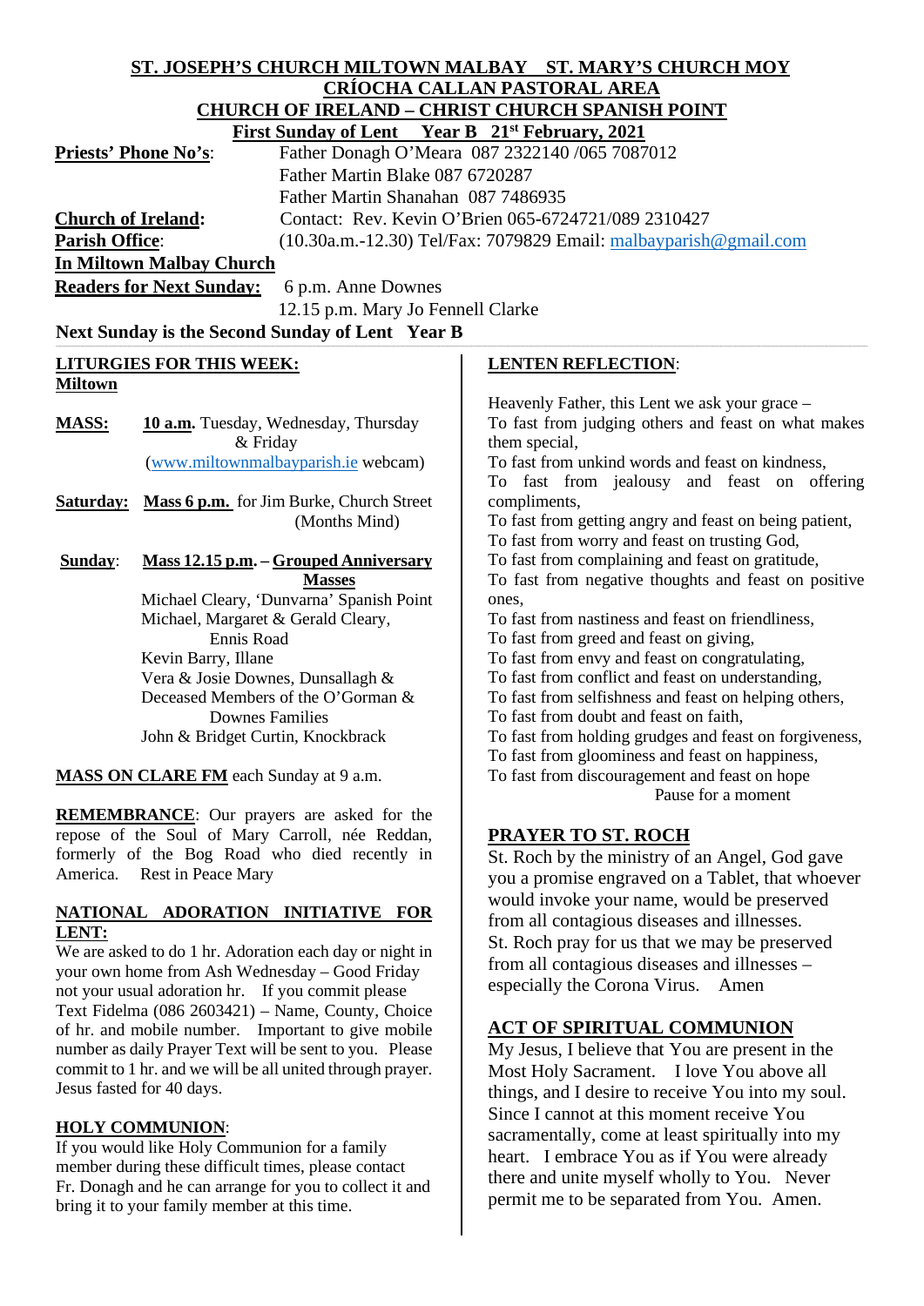**ST. JOSEPH'S CHURCH MILTOWN MALBAY   ST. MARY'S CHURCH MOY**
**CRÍOCHA CALLAN PASTORAL AREA**
**CHURCH OF IRELAND – CHRIST CHURCH SPANISH POINT**
**First Sunday of Lent   Year B   21st February, 2021**

**Priests' Phone No's**: Father Donagh O'Meara 087 2322140 /065 7087012
Father Martin Blake 087 6720287
Father Martin Shanahan 087 7486935

**Church of Ireland:** Contact: Rev. Kevin O'Brien 065-6724721/089 2310427

**Parish Office**: (10.30a.m.-12.30) Tel/Fax: 7079829 Email: malbayparish@gmail.com

**In Miltown Malbay Church**

**Readers for Next Sunday:** 6 p.m. Anne Downes
12.15 p.m. Mary Jo Fennell Clarke

**Next Sunday is the Second Sunday of Lent   Year B**

## LITURGIES FOR THIS WEEK:

**Miltown**

**MASS:** **10 a.m.** Tuesday, Wednesday, Thursday & Friday
(www.miltownmalbayparish.ie webcam)

**Saturday:** **Mass 6 p.m.** for Jim Burke, Church Street (Months Mind)

**Sunday**: **Mass 12.15 p.m. – Grouped Anniversary Masses**
Michael Cleary, 'Dunvarna' Spanish Point
Michael, Margaret & Gerald Cleary, Ennis Road
Kevin Barry, Illane
Vera & Josie Downes, Dunsallagh & Deceased Members of the O'Gorman & Downes Families
John & Bridget Curtin, Knockbrack

**MASS ON CLARE FM** each Sunday at 9 a.m.

**REMEMBRANCE**: Our prayers are asked for the repose of the Soul of Mary Carroll, née Reddan, formerly of the Bog Road who died recently in America. Rest in Peace Mary

## NATIONAL ADORATION INITIATIVE FOR LENT:

We are asked to do 1 hr. Adoration each day or night in your own home from Ash Wednesday – Good Friday not your usual adoration hr. If you commit please Text Fidelma (086 2603421) – Name, County, Choice of hr. and mobile number. Important to give mobile number as daily Prayer Text will be sent to you. Please commit to 1 hr. and we will be all united through prayer. Jesus fasted for 40 days.

## HOLY COMMUNION:

If you would like Holy Communion for a family member during these difficult times, please contact Fr. Donagh and he can arrange for you to collect it and bring it to your family member at this time.

## LENTEN REFLECTION:

Heavenly Father, this Lent we ask your grace –
To fast from judging others and feast on what makes them special,
To fast from unkind words and feast on kindness,
To fast from jealousy and feast on offering compliments,
To fast from getting angry and feast on being patient,
To fast from worry and feast on trusting God,
To fast from complaining and feast on gratitude,
To fast from negative thoughts and feast on positive ones,
To fast from nastiness and feast on friendliness,
To fast from greed and feast on giving,
To fast from envy and feast on congratulating,
To fast from conflict and feast on understanding,
To fast from selfishness and feast on helping others,
To fast from doubt and feast on faith,
To fast from holding grudges and feast on forgiveness,
To fast from gloominess and feast on happiness,
To fast from discouragement and feast on hope
Pause for a moment

## PRAYER TO ST. ROCH

St. Roch by the ministry of an Angel, God gave you a promise engraved on a Tablet, that whoever would invoke your name, would be preserved from all contagious diseases and illnesses.
St. Roch pray for us that we may be preserved from all contagious diseases and illnesses – especially the Corona Virus. Amen

## ACT OF SPIRITUAL COMMUNION

My Jesus, I believe that You are present in the Most Holy Sacrament. I love You above all things, and I desire to receive You into my soul. Since I cannot at this moment receive You sacramentally, come at least spiritually into my heart. I embrace You as if You were already there and unite myself wholly to You. Never permit me to be separated from You. Amen.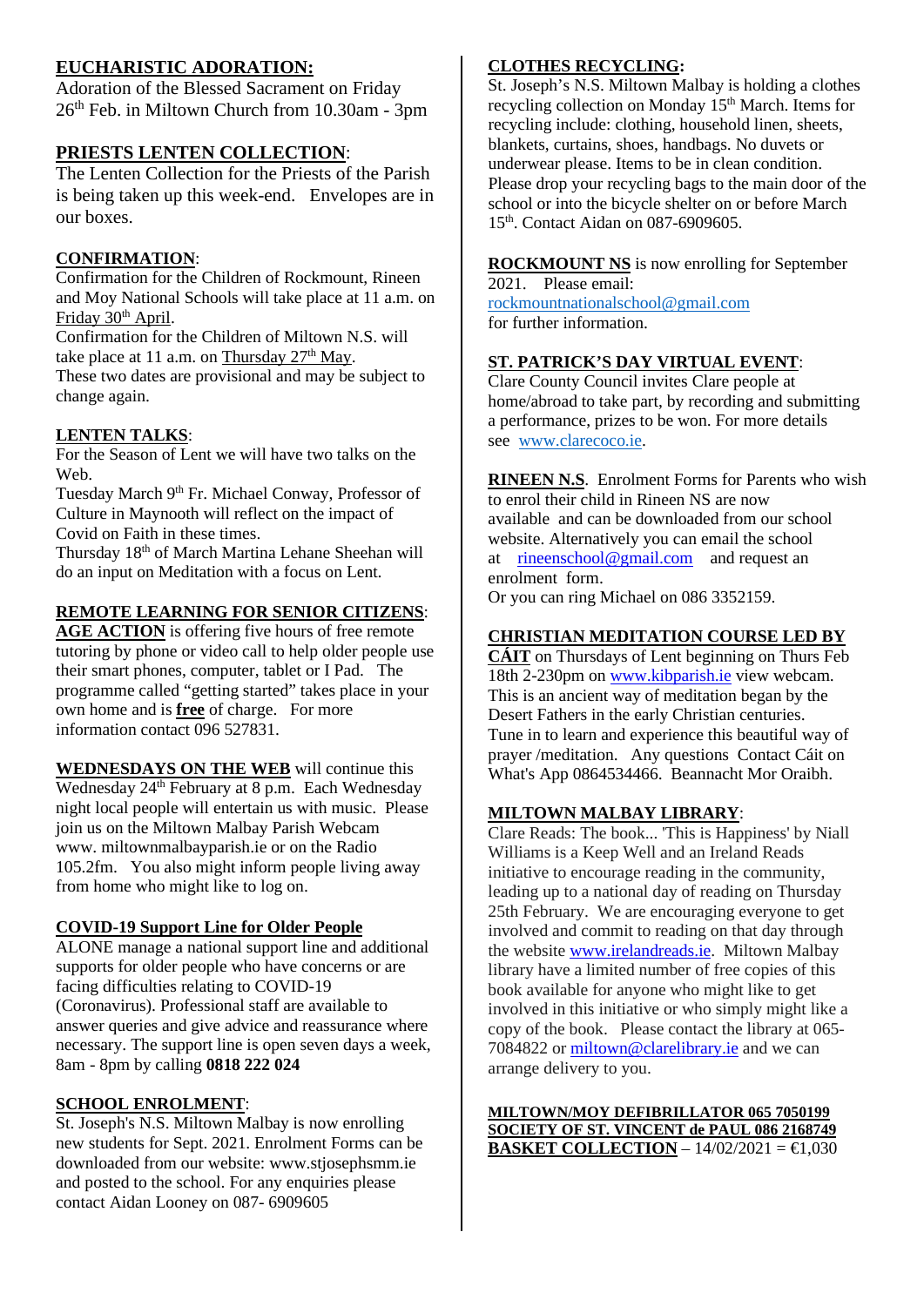## EUCHARISTIC ADORATION:

Adoration of the Blessed Sacrament on Friday 26th Feb. in Miltown Church from 10.30am - 3pm

## PRIESTS LENTEN COLLECTION:

The Lenten Collection for the Priests of the Parish is being taken up this week-end. Envelopes are in our boxes.

## CONFIRMATION:

Confirmation for the Children of Rockmount, Rineen and Moy National Schools will take place at 11 a.m. on Friday 30th April.

Confirmation for the Children of Miltown N.S. will take place at 11 a.m. on Thursday 27th May.

These two dates are provisional and may be subject to change again.

## LENTEN TALKS:

For the Season of Lent we will have two talks on the Web.

Tuesday March 9th Fr. Michael Conway, Professor of Culture in Maynooth will reflect on the impact of Covid on Faith in these times.

Thursday 18th of March Martina Lehane Sheehan will do an input on Meditation with a focus on Lent.

## REMOTE LEARNING FOR SENIOR CITIZENS:

**AGE ACTION** is offering five hours of free remote tutoring by phone or video call to help older people use their smart phones, computer, tablet or I Pad. The programme called "getting started" takes place in your own home and is **free** of charge. For more information contact 096 527831.

**WEDNESDAYS ON THE WEB** will continue this Wednesday 24th February at 8 p.m. Each Wednesday night local people will entertain us with music. Please join us on the Miltown Malbay Parish Webcam www. miltownmalbayparish.ie or on the Radio 105.2fm. You also might inform people living away from home who might like to log on.

## COVID-19 Support Line for Older People

ALONE manage a national support line and additional supports for older people who have concerns or are facing difficulties relating to COVID-19 (Coronavirus). Professional staff are available to answer queries and give advice and reassurance where necessary. The support line is open seven days a week, 8am - 8pm by calling **0818 222 024**

## SCHOOL ENROLMENT:

St. Joseph's N.S. Miltown Malbay is now enrolling new students for Sept. 2021. Enrolment Forms can be downloaded from our website: www.stjosephsmm.ie and posted to the school. For any enquiries please contact Aidan Looney on 087- 6909605

## CLOTHES RECYCLING:

St. Joseph's N.S. Miltown Malbay is holding a clothes recycling collection on Monday 15th March. Items for recycling include: clothing, household linen, sheets, blankets, curtains, shoes, handbags. No duvets or underwear please. Items to be in clean condition. Please drop your recycling bags to the main door of the school or into the bicycle shelter on or before March 15th. Contact Aidan on 087-6909605.

**ROCKMOUNT NS** is now enrolling for September 2021. Please email: rockmountnationalschool@gmail.com for further information.

## ST. PATRICK'S DAY VIRTUAL EVENT:

Clare County Council invites Clare people at home/abroad to take part, by recording and submitting a performance, prizes to be won. For more details see www.clarecoco.ie.

**RINEEN N.S.** Enrolment Forms for Parents who wish to enrol their child in Rineen NS are now available and can be downloaded from our school website. Alternatively you can email the school at rineenschool@gmail.com and request an enrolment form.

Or you can ring Michael on 086 3352159.

## CHRISTIAN MEDITATION COURSE LED BY CÁIT

on Thursdays of Lent beginning on Thurs Feb 18th 2-230pm on www.kibparish.ie view webcam. This is an ancient way of meditation began by the Desert Fathers in the early Christian centuries. Tune in to learn and experience this beautiful way of prayer /meditation. Any questions Contact Cáit on What's App 0864534466. Beannacht Mor Oraibh.

## MILTOWN MALBAY LIBRARY:

Clare Reads: The book... 'This is Happiness' by Niall Williams is a Keep Well and an Ireland Reads initiative to encourage reading in the community, leading up to a national day of reading on Thursday 25th February. We are encouraging everyone to get involved and commit to reading on that day through the website www.irelandreads.ie. Miltown Malbay library have a limited number of free copies of this book available for anyone who might like to get involved in this initiative or who simply might like a copy of the book. Please contact the library at 065-7084822 or miltown@clarelibrary.ie and we can arrange delivery to you.

**MILTOWN/MOY DEFIBRILLATOR 065 7050199**

**SOCIETY OF ST. VINCENT de PAUL 086 2168749**

**BASKET COLLECTION** – 14/02/2021 = €1,030